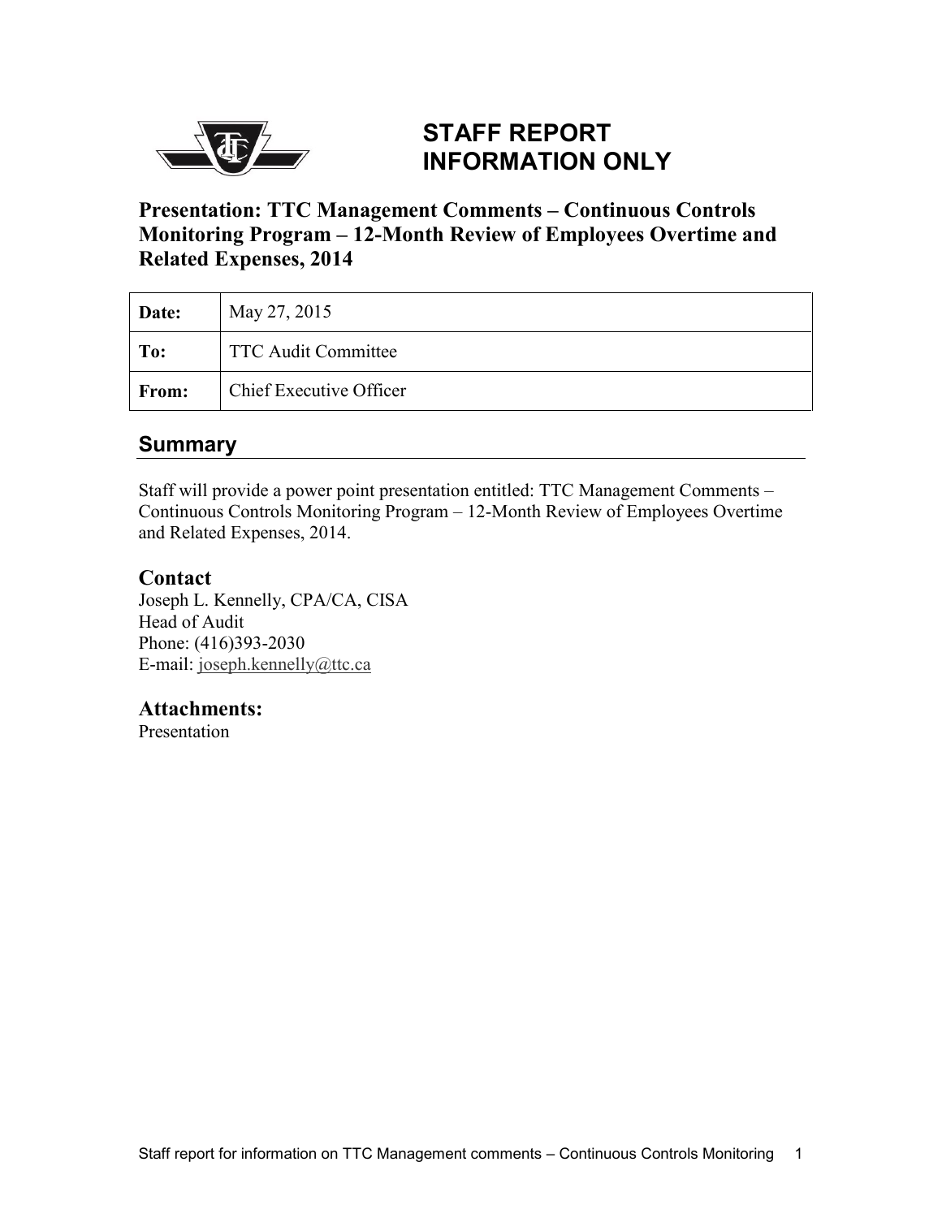# STAFF REPORT
# INFORMATION ONLY

## Presentation: TTC Management Comments – Continuous Controls Monitoring Program – 12-Month Review of Employees Overtime and Related Expenses, 2014

| | |
|---|---|
| **Date:** | May 27, 2015 |
| **To:** | TTC Audit Committee |
| **From:** | Chief Executive Officer |

## Summary

Staff will provide a power point presentation entitled: TTC Management Comments – Continuous Controls Monitoring Program – 12-Month Review of Employees Overtime and Related Expenses, 2014.

## Contact

Joseph L. Kennelly, CPA/CA, CISA
Head of Audit
Phone: (416)393-2030
E-mail: joseph.kennelly@ttc.ca

## Attachments:

Presentation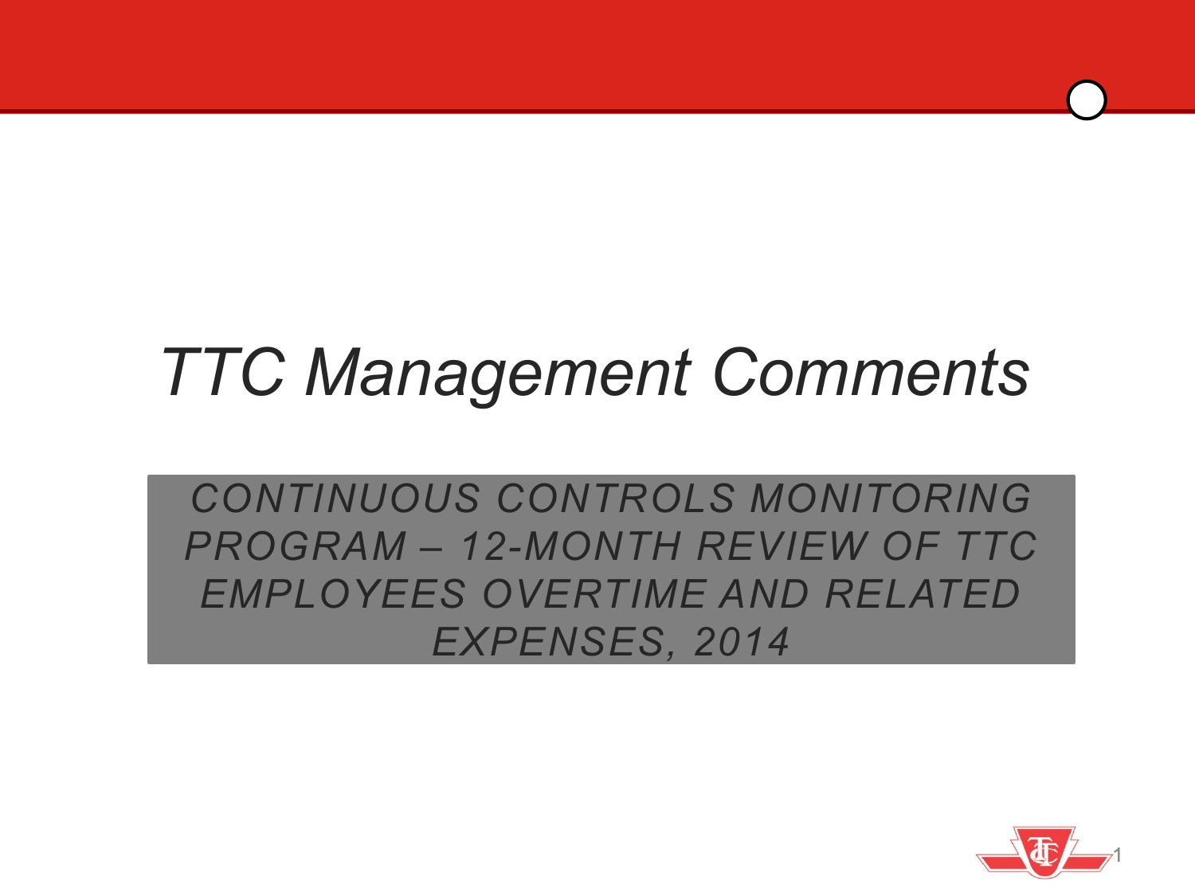# TTC Management Comments

## CONTINUOUS CONTROLS MONITORING PROGRAM – 12-MONTH REVIEW OF TTC EMPLOYEES OVERTIME AND RELATED EXPENSES, 2014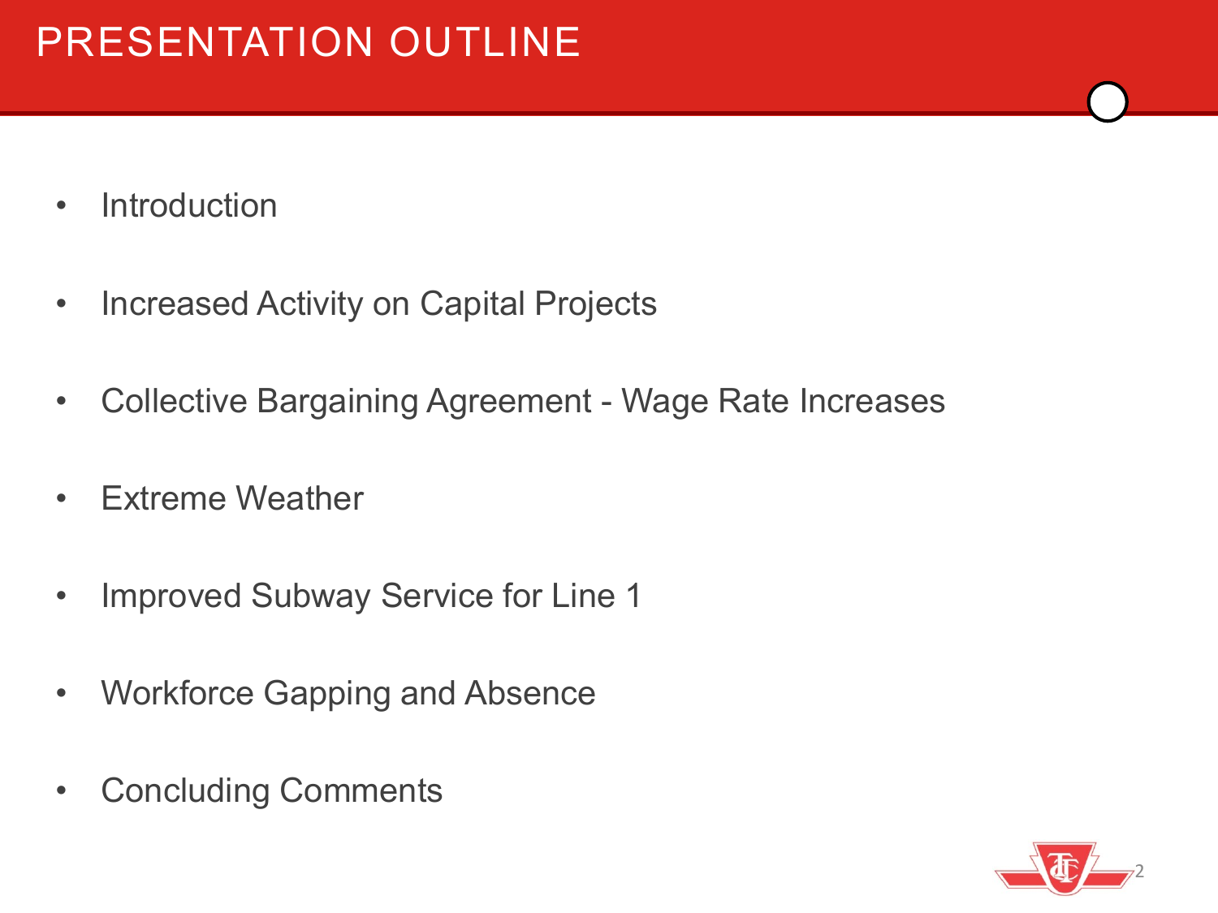# PRESENTATION OUTLINE

- Introduction
- Increased Activity on Capital Projects
- Collective Bargaining Agreement - Wage Rate Increases
- Extreme Weather
- Improved Subway Service for Line 1
- Workforce Gapping and Absence
- Concluding Comments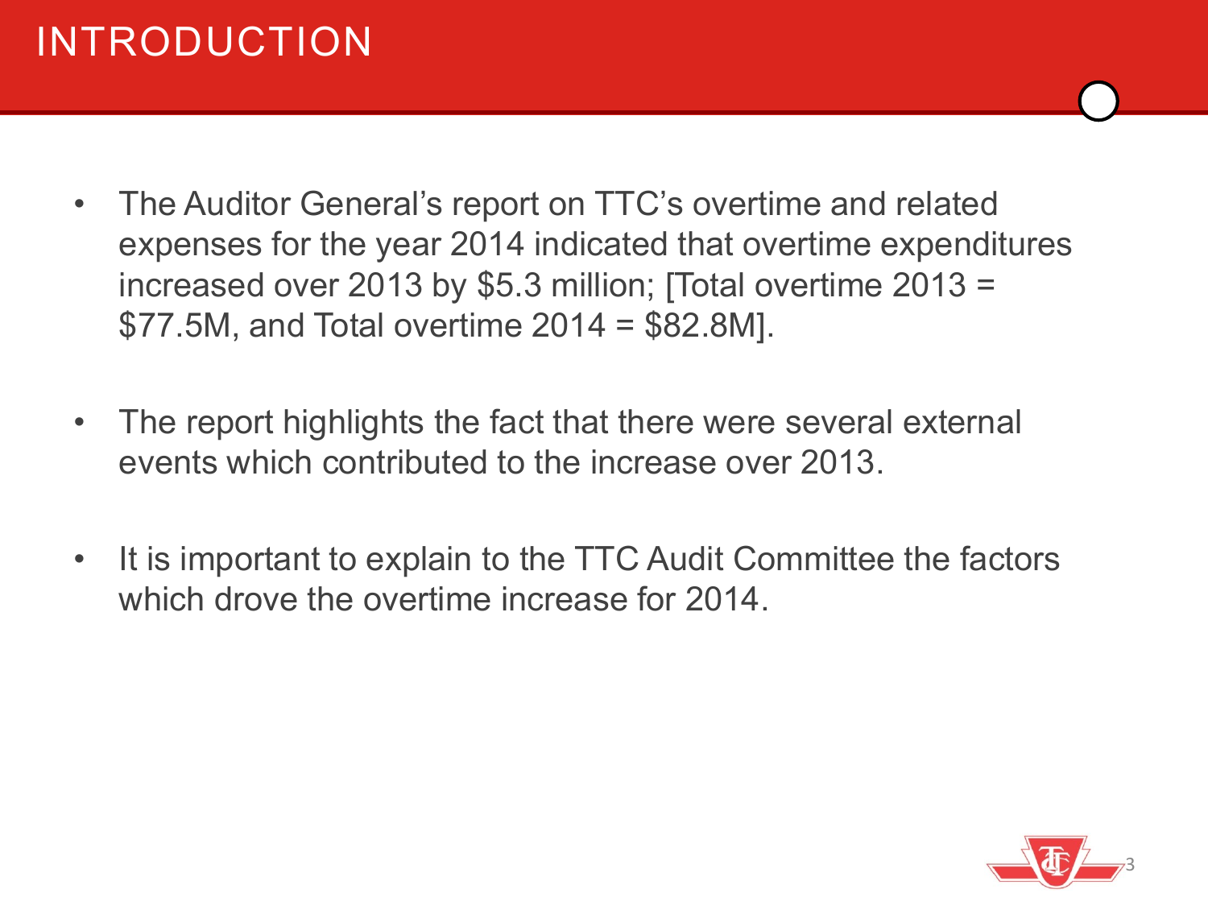# INTRODUCTION

- The Auditor General's report on TTC's overtime and related expenses for the year 2014 indicated that overtime expenditures increased over 2013 by $5.3 million; [Total overtime 2013 = $77.5M, and Total overtime 2014 = $82.8M].

- The report highlights the fact that there were several external events which contributed to the increase over 2013.

- It is important to explain to the TTC Audit Committee the factors which drove the overtime increase for 2014.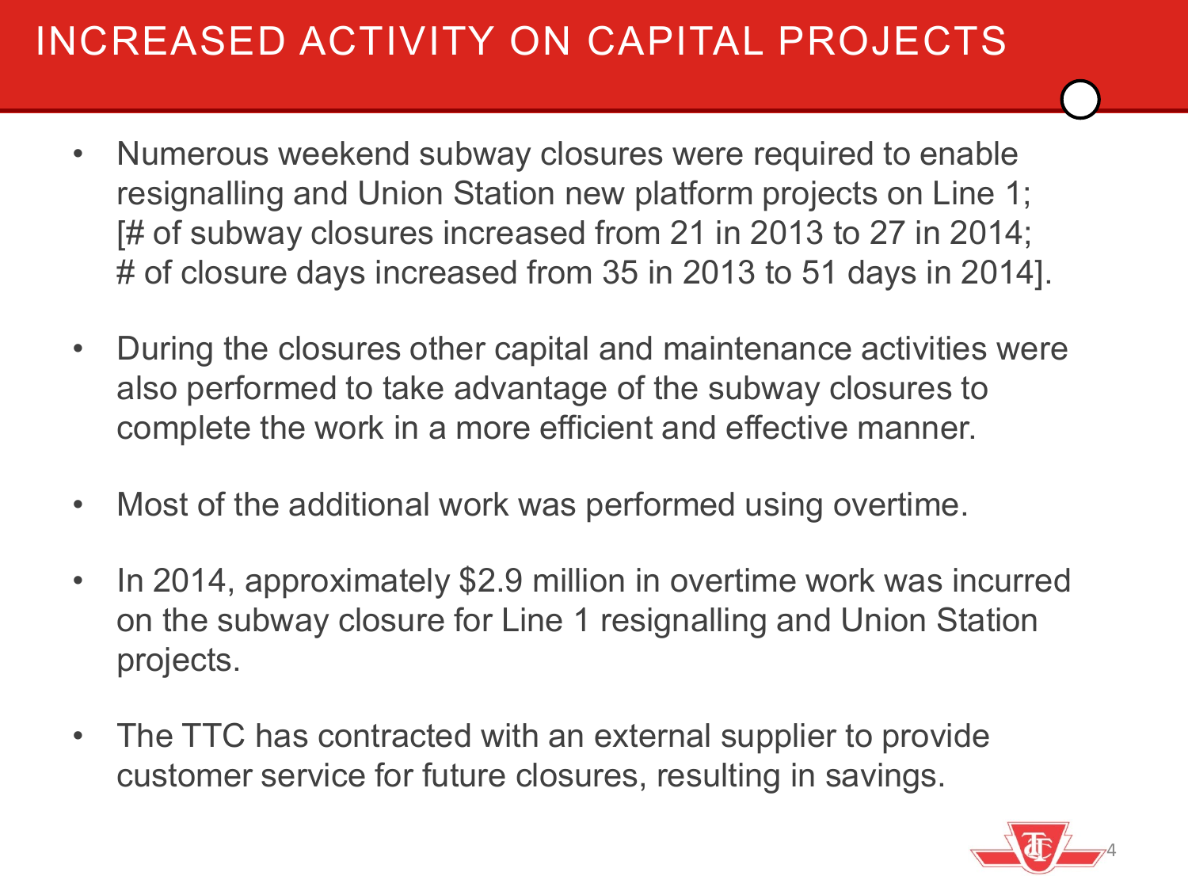# INCREASED ACTIVITY ON CAPITAL PROJECTS

- Numerous weekend subway closures were required to enable resignalling and Union Station new platform projects on Line 1; [# of subway closures increased from 21 in 2013 to 27 in 2014; # of closure days increased from 35 in 2013 to 51 days in 2014].
- During the closures other capital and maintenance activities were also performed to take advantage of the subway closures to complete the work in a more efficient and effective manner.
- Most of the additional work was performed using overtime.
- In 2014, approximately $2.9 million in overtime work was incurred on the subway closure for Line 1 resignalling and Union Station projects.
- The TTC has contracted with an external supplier to provide customer service for future closures, resulting in savings.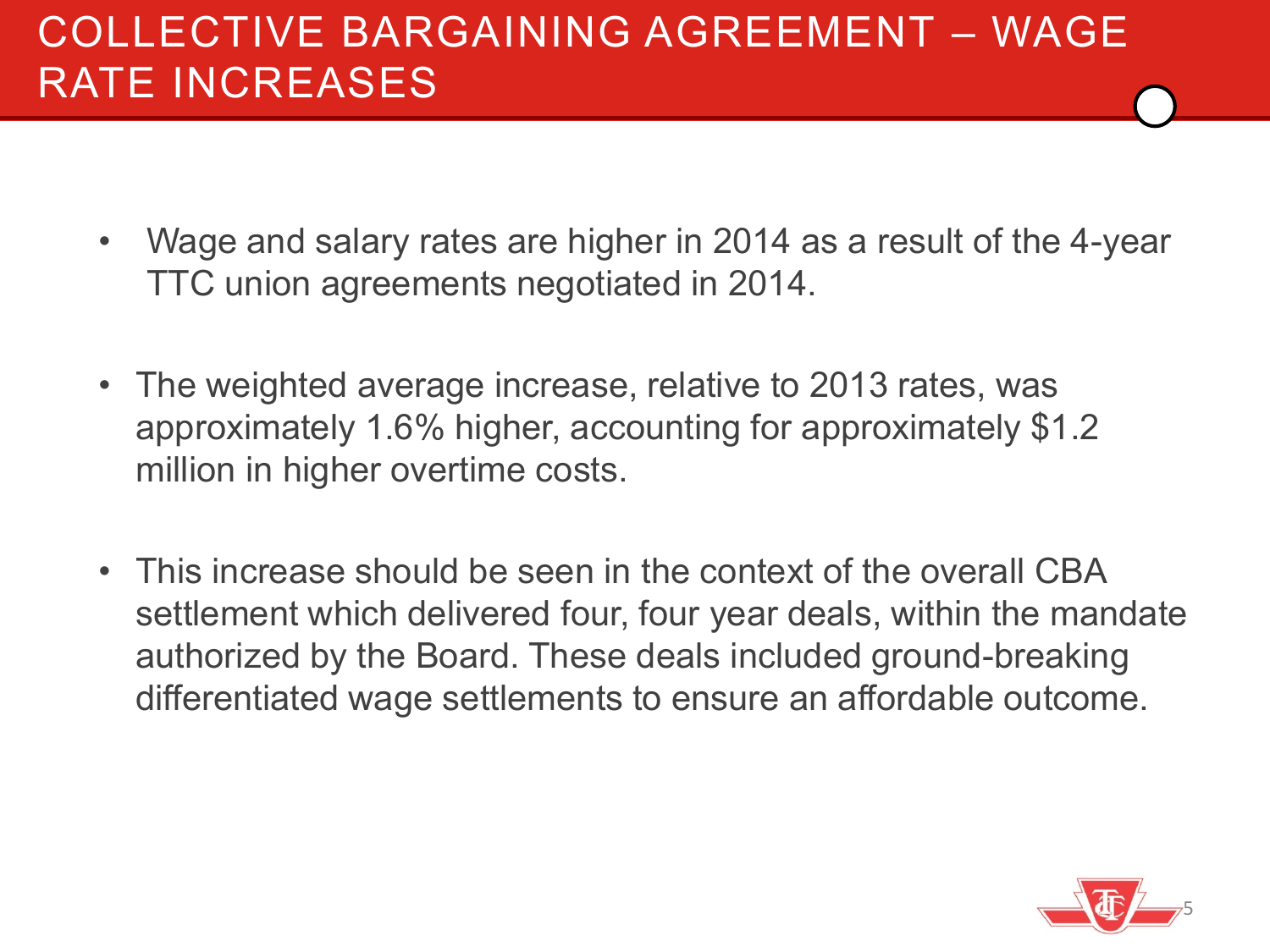# COLLECTIVE BARGAINING AGREEMENT – WAGE RATE INCREASES

- Wage and salary rates are higher in 2014 as a result of the 4-year TTC union agreements negotiated in 2014.
- The weighted average increase, relative to 2013 rates, was approximately 1.6% higher, accounting for approximately $1.2 million in higher overtime costs.
- This increase should be seen in the context of the overall CBA settlement which delivered four, four year deals, within the mandate authorized by the Board. These deals included ground-breaking differentiated wage settlements to ensure an affordable outcome.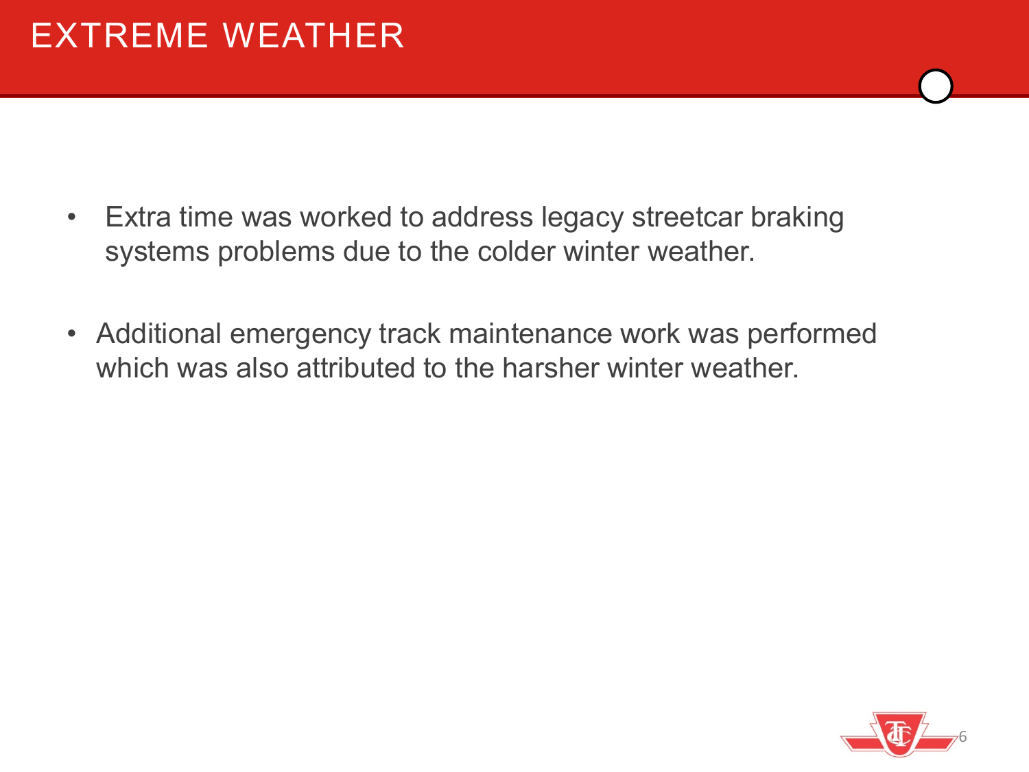# EXTREME WEATHER

- Extra time was worked to address legacy streetcar braking systems problems due to the colder winter weather.
- Additional emergency track maintenance work was performed which was also attributed to the harsher winter weather.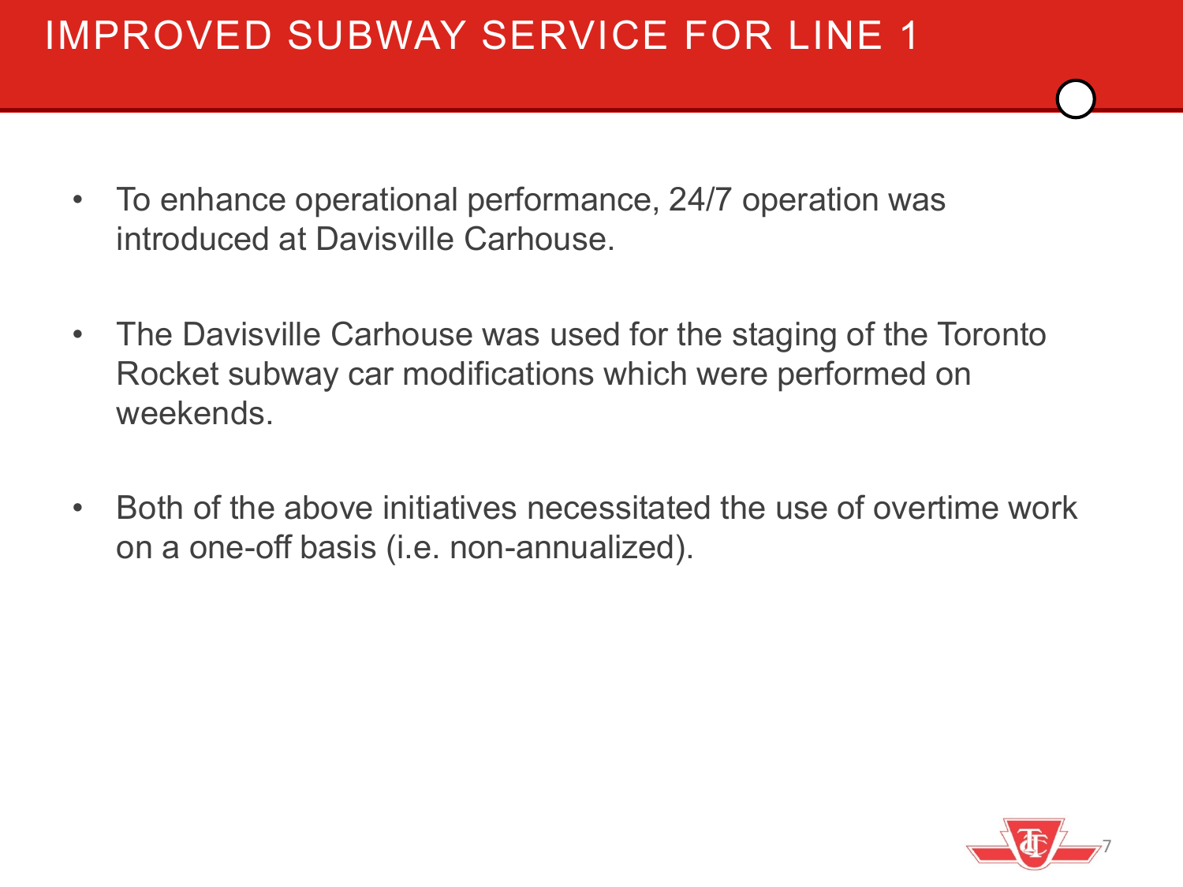# IMPROVED SUBWAY SERVICE FOR LINE 1

- To enhance operational performance, 24/7 operation was introduced at Davisville Carhouse.
- The Davisville Carhouse was used for the staging of the Toronto Rocket subway car modifications which were performed on weekends.
- Both of the above initiatives necessitated the use of overtime work on a one-off basis (i.e. non-annualized).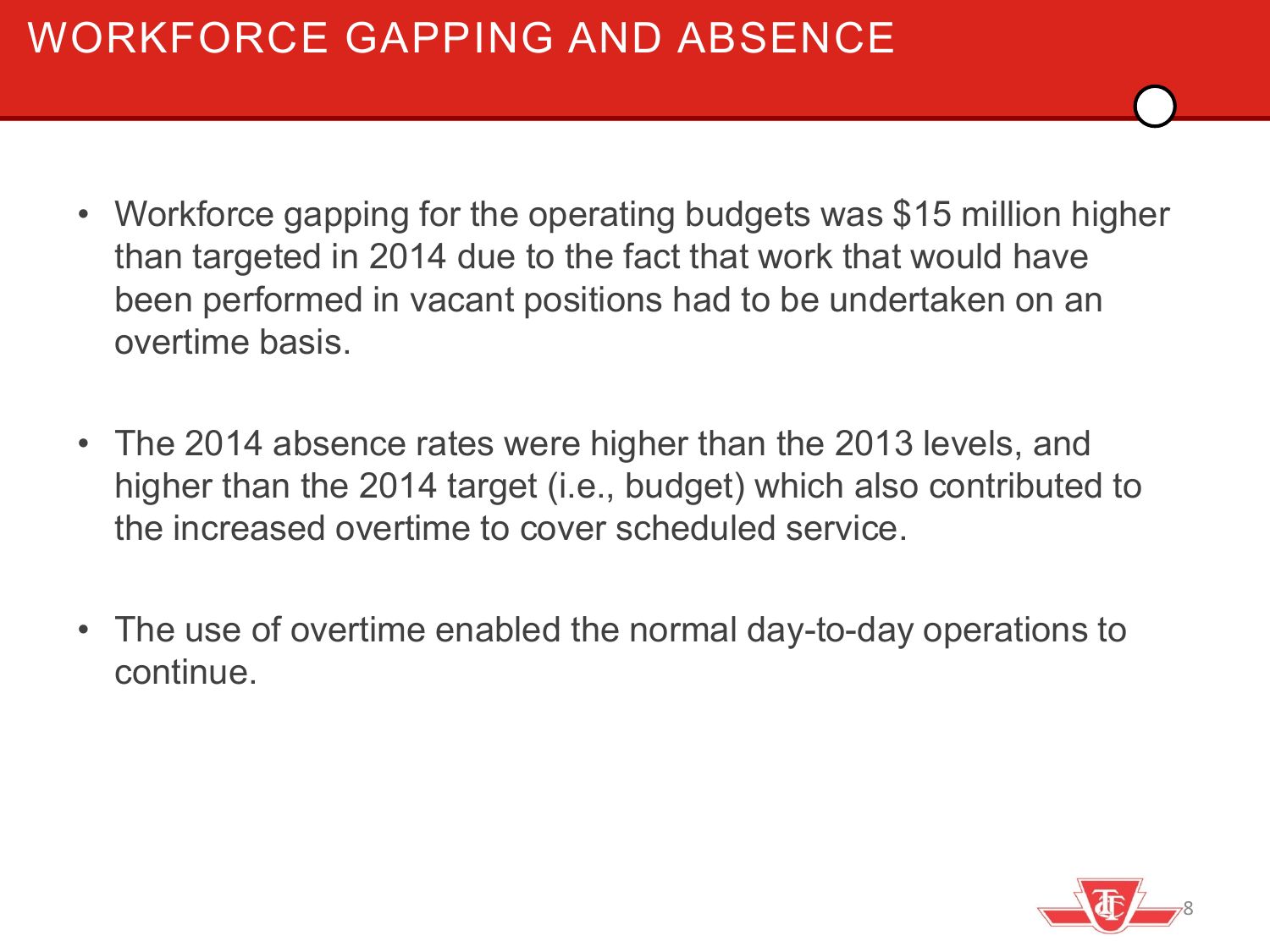# WORKFORCE GAPPING AND ABSENCE

- Workforce gapping for the operating budgets was $15 million higher than targeted in 2014 due to the fact that work that would have been performed in vacant positions had to be undertaken on an overtime basis.

- The 2014 absence rates were higher than the 2013 levels, and higher than the 2014 target (i.e., budget) which also contributed to the increased overtime to cover scheduled service.

- The use of overtime enabled the normal day-to-day operations to continue.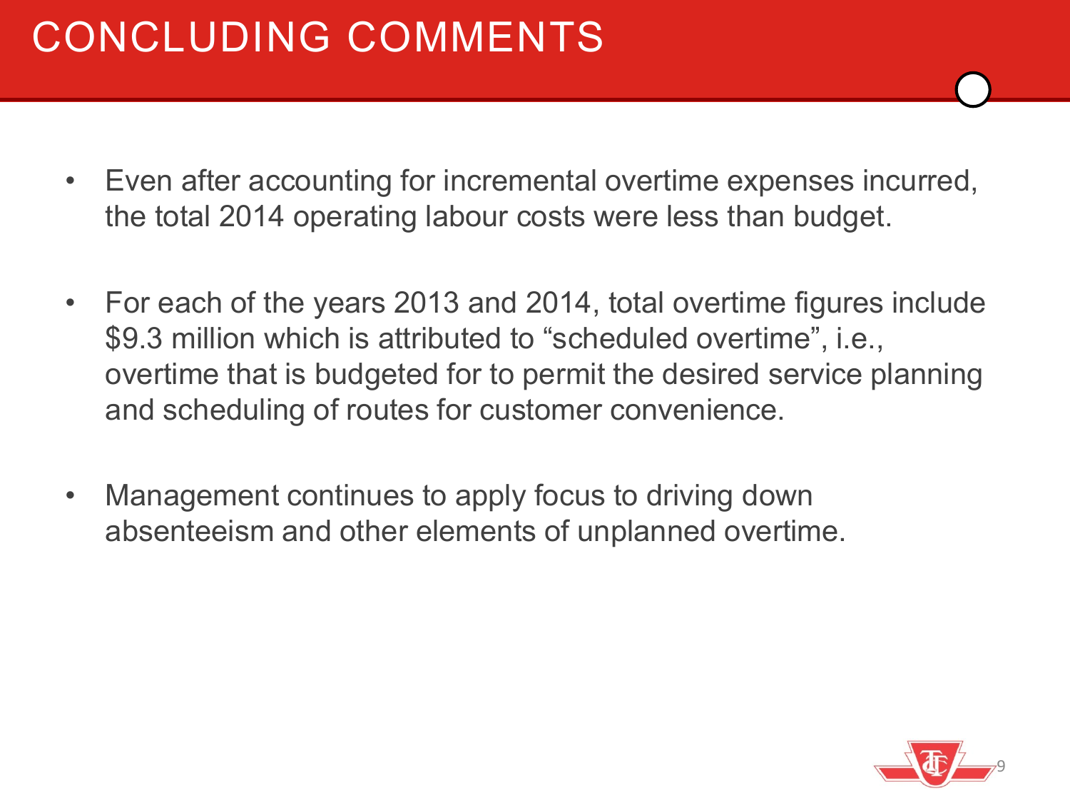# CONCLUDING COMMENTS

- Even after accounting for incremental overtime expenses incurred, the total 2014 operating labour costs were less than budget.
- For each of the years 2013 and 2014, total overtime figures include $9.3 million which is attributed to “scheduled overtime”, i.e., overtime that is budgeted for to permit the desired service planning and scheduling of routes for customer convenience.
- Management continues to apply focus to driving down absenteeism and other elements of unplanned overtime.